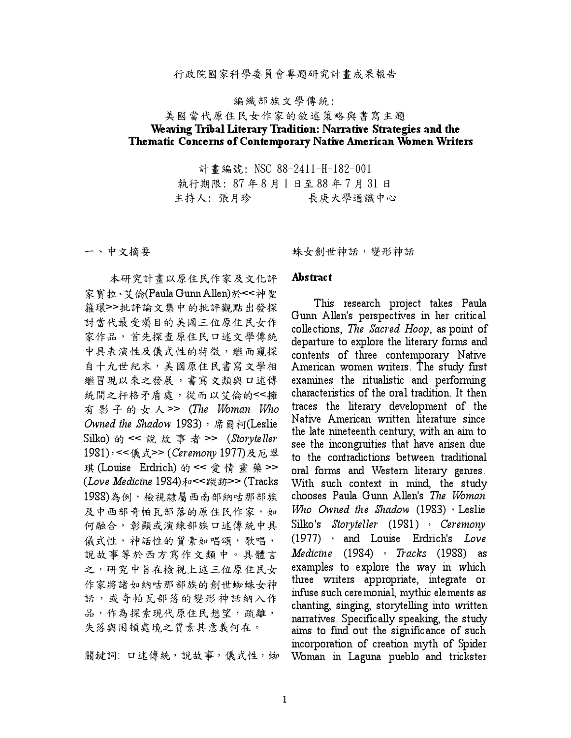行政院國家科學委員會專題研究計畫成果報告

# 編織部族文學傳統:
# 美國當代原住民女作家的敘述策略與書寫主題
# Weaving Tribal Literary Tradition: Narrative Strategies and the Thematic Concerns of Contemporary Native American Women Writers

計畫編號: NSC 88-2411-H-182-001
執行期限: 87 年 8 月 1 日至 88 年 7 月 31 日
主持人: 張月珍　　　長庚大學通識中心

## 一、中文摘要

本研究計畫以原住民作家及文化評家寶拉､艾倫(Paula Gunn Allen)於<<神聖箍環>>批評論文集中的批評觀點出發探討當代最受矚目的美國三位原住民女作家作品，首先探查原住民口述文學傳統中具表演性及儀式性的特徵，繼而窺探自十九世紀末，美國原住民書寫文學相繼冒現以來之發展，書寫文類與口述傳統間之杆格矛盾處，從而以艾倫的<<擁有影子的女人>> (*The Woman Who Owned the Shadow* 1983)，席爾柯(Leslie Silko) 的<<說故事者>> (*Storyteller* 1981)，<<儀式>> (*Ceremony* 1977)及厄翠琪 (Louise Erdrich) 的<<愛情靈藥>> (*Love Medicine* 1984)和<<蹤跡>> (Tracks 1988)為例，檢視隸屬西南部納咕那部族及中西部奇帕瓦部落的原住民作家，如何融合，彰顯或演練部族口述傳統中具儀式性，神話性的質素如唱頌，歌唱，說故事等於西方寫作文類中。具體言之，研究中旨在檢視上述三位原住民女作家將諸如納咕那部族的創世蜘蛛女神話，或奇帕瓦部落的變形神話納入作品，作為探索現代原住民想望，疏離，失落與困頓處境之質素其意義何在。

關鍵詞: 口述傳統，說故事，儀式性，蜘蛛女創世神話，變形神話

## Abstract

This research project takes Paula Gunn Allen's perspectives in her critical collections, *The Sacred Hoop*, as point of departure to explore the literary forms and contents of three contemporary Native American women writers. The study first examines the ritualistic and performing characteristics of the oral tradition. It then traces the literary development of the Native American written literature since the late nineteenth century, with an aim to see the incongruities that have arisen due to the contradictions between traditional oral forms and Western literary genres. With such context in mind, the study chooses Paula Gunn Allen's *The Woman Who Owned the Shadow* (1983), Leslie Silko's *Storyteller* (1981), *Ceremony* (1977), and Louise Erdrich's *Love Medicine* (1984), *Tracks* (1988) as examples to explore the way in which three writers appropriate, integrate or infuse such ceremonial, mythic elements as chanting, singing, storytelling into written narratives. Specifically speaking, the study aims to find out the significance of such incorporation of creation myth of Spider Woman in Laguna pueblo and trickster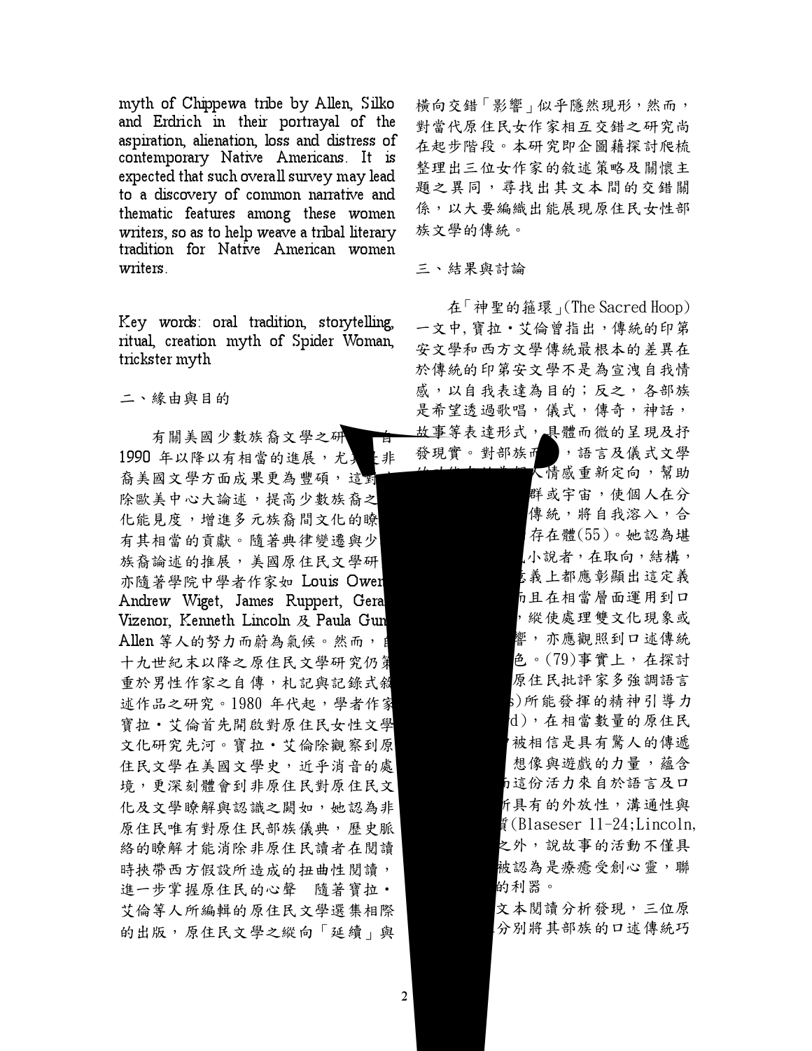myth of Chippewa tribe by Allen, Silko and Erdrich in their portrayal of the aspiration, alienation, loss and distress of contemporary Native Americans. It is expected that such overall survey may lead to a discovery of common narrative and thematic features among these women writers, so as to help weave a tribal literary tradition for Native American women writers.

Key words: oral tradition, storytelling, ritual, creation myth of Spider Woman, trickster myth

## 二、緣由與目的

有關美國少數族裔文學之研　　自1990 年以降以有相當的進展，尤　非裔美國文學方面成果更為豐碩，這對　除歐美中心大論述，提高少數族裔之　化能見度，增進多元族裔間文化的瞭　有其相當的貢獻。隨著典律變遷與少　族裔論述的推展，美國原住民文學研　亦隨著學院中學者作家如 Louis Owen　Andrew Wiget, James Ruppert, Gera　Vizenor, Kenneth Lincoln 及 Paula Gun　Allen 等人的努力而蔚為氣候。然而，自　十九世紀末以降之原住民文學研究仍　重於男性作家之自傳，札記與記錄式敘　述作品之研究。1980 年代起，學者作家　寶拉・艾倫首先開啟對原住民女性文學　文化研究先河。寶拉・艾倫除觀察到原　住民文學在美國文學史，近乎消音的處境，更深刻體會到非原住民對原住民文化及文學瞭解與認識之闕如，她認為非原住民唯有對原住民部族儀典，歷史脈絡的瞭解才能消除非原住民讀者在閱讀時挾帶西方假設所造成的扭曲性閱讀，進一步掌握原住民的心聲　隨著寶拉・艾倫等人所編輯的原住民文學選集相際的出版，原住民文學之縱向「延續」與橫向交錯「影響」似乎隱然現形，然而，對當代原住民女作家相互交錯之研究尚在起步階段。本研究即企圖藉探討爬梳整理出三位女作家的敘述策略及關懷主題之異同，尋找出其文本間的交錯關係，以大要編織出能展現原住民女性部族文學的傳統。

## 三、結果與討論

在「神聖的箍環」(The Sacred Hoop) 一文中，寶拉・艾倫曾指出，傳統的印第安文學和西方文學傳統最根本的差異在於傳統的印第安文學不是為宣洩自我情感，以自我表達為目的；反之，各部族是希望透過歌唱，儀式，傳奇，神話，故事等表達形式，具體而微的呈現及抒發現實。對部族而　，語言及儀式文學　人情感重新定向，幫助　群或宇宙，使個人在分　傳統，將自我溶入，合　存在體(55)。她認為堪　小說者，在取向，結構，　義上都應彰顯出這定義　而且在相當層面運用到口　，縱使處理雙文化現象或　響，亦應觀照到口述傳統　色。(79)事實上，在探討　原住民批評家多強調語言　s)所能發揮的精神引導力　d)，在相當數量的原住民　被相信是具有驚人的傳遞　想像與遊戲的力量，蘊含　這份活力來自於語言及口　所具有的外放性，溝通性與　質(Blaseser 11-24;Lincoln,　之外，說故事的活動不僅具　被認為是療癒受創心靈，聯　的利器。

　文本閱讀分析發現，三位原　分別將其部族的口述傳統巧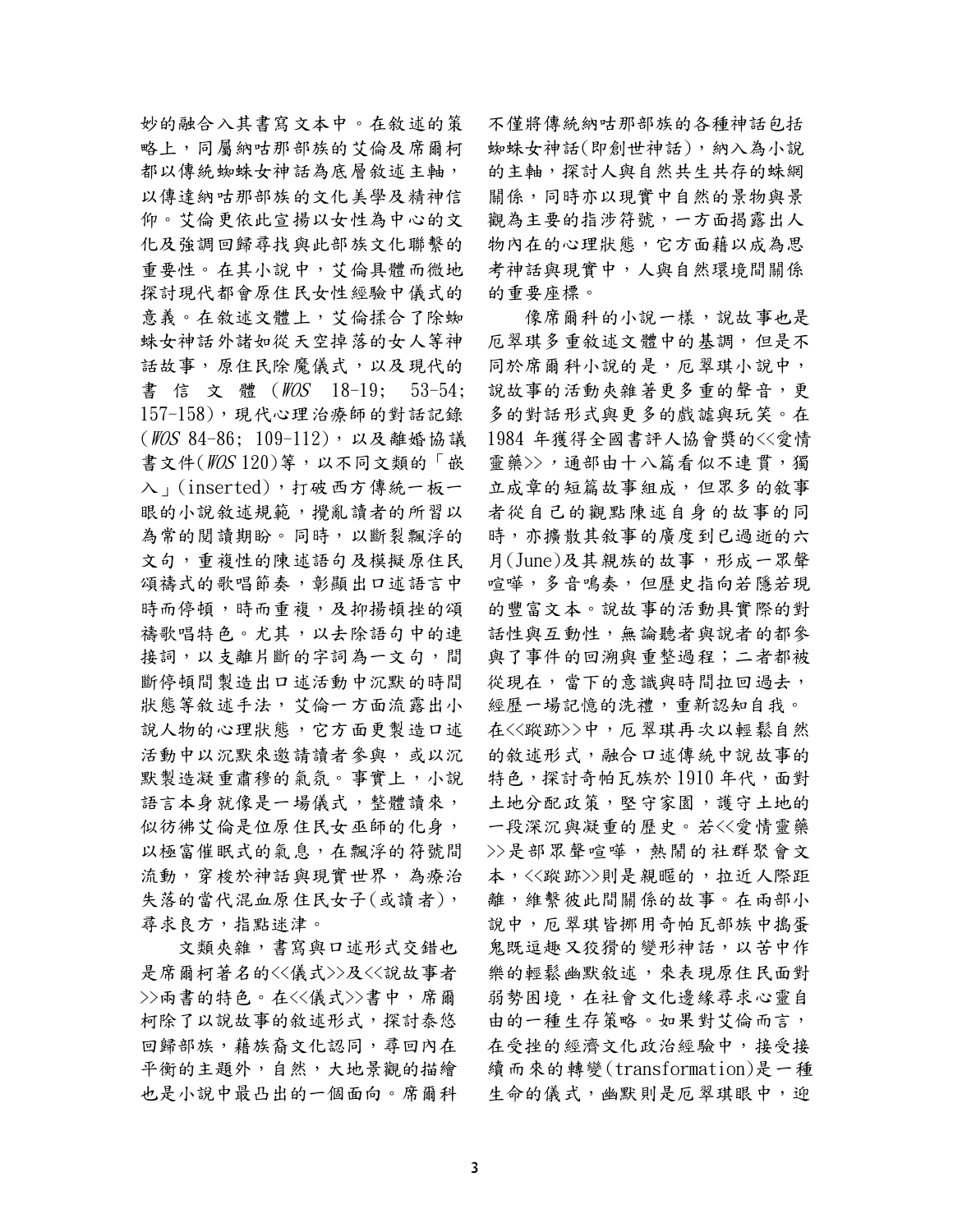妙的融合入其書寫文本中。在敘述的策略上，同屬納咕那部族的艾倫及席爾柯都以傳統蜘蛛女神話為底層敘述主軸，以傳達納咕那部族的文化美學及精神信仰。艾倫更依此宣揚以女性為中心的文化及強調回歸尋找與此部族文化聯繫的重要性。在其小說中，艾倫具體而微地探討現代都會原住民女性經驗中儀式的意義。在敘述文體上，艾倫揉合了除蜘蛛女神話外諸如從天空掉落的女人等神話故事，原住民除魔儀式，以及現代的書信文體(*WOS* 18-19; 53-54; 157-158)，現代心理治療師的對話記錄(*WOS* 84-86; 109-112)，以及離婚協議書文件(*WOS* 120)等，以不同文類的「嵌入」(inserted)，打破西方傳統一板一眼的小說敘述規範，攪亂讀者的所習以為常的閱讀期盼。同時，以斷裂飄浮的文句，重複性的陳述語句及模擬原住民頌禱式的歌唱節奏，彰顯出口述語言中時而停頓，時而重複，及抑揚頓挫的頌禱歌唱特色。尤其，以去除語句中的連接詞，以支離片斷的字詞為一文句，間斷停頓間製造出口述活動中沉默的時間狀態等敘述手法，艾倫一方面流露出小說人物的心理狀態，它方面更製造口述活動中以沉默來邀請讀者參與，或以沉默製造凝重肅穆的氣氛。事實上，小說語言本身就像是一場儀式，整體讀來，似彷彿艾倫是位原住民女巫師的化身，以極富催眠式的氣息，在飄浮的符號間流動，穿梭於神話與現實世界，為療治失落的當代混血原住民女子(或讀者)，尋求良方，指點迷津。

文類夾雜，書寫與口述形式交錯也是席爾柯著名的<<儀式>>及<<說故事者>>兩書的特色。在<<儀式>>書中，席爾柯除了以說故事的敘述形式，探討泰悠回歸部族，藉族裔文化認同，尋回內在平衡的主題外，自然，大地景觀的描繪也是小說中最凸出的一個面向。席爾科不僅將傳統納咕那部族的各種神話包括蜘蛛女神話(即創世神話)，納入為小說的主軸，探討人與自然共生共存的蛛網關係，同時亦以現實中自然的景物與景觀為主要的指涉符號，一方面揭露出人物內在的心理狀態，它方面藉以成為思考神話與現實中，人與自然環境間關係的重要座標。

像席爾科的小說一樣，說故事也是厄翠琪多重敘述文體中的基調，但是不同於席爾科小說的是，厄翠琪小說中，說故事的活動夾雜著更多重的聲音，更多的對話形式與更多的戲謔與玩笑。在 1984 年獲得全國書評人協會獎的<<愛情靈藥>>，通部由十八篇看似不連貫，獨立成章的短篇故事組成，但眾多的敘事者從自己的觀點陳述自身的故事的同時，亦擴散其敘事的廣度到已過逝的六月(June)及其親族的故事，形成一眾聲喧嘩，多音鳴奏，但歷史指向若隱若現的豐富文本。說故事的活動具實際的對話性與互動性，無論聽者與說者的都參與了事件的回溯與重整過程；二者都被從現在，當下的意識與時間拉回過去，經歷一場記憶的洗禮，重新認知自我。在<<蹤跡>>中，厄翠琪再次以輕鬆自然的敘述形式，融合口述傳統中說故事的特色，探討奇帕瓦族於 1910 年代，面對土地分配政策，堅守家園，護守土地的一段深沉與凝重的歷史。若<<愛情靈藥>>是部眾聲喧嘩，熱鬧的社群聚會文本，<<蹤跡>>則是親暱的，拉近人際距離，維繫彼此間關係的故事。在兩部小說中，厄翠琪皆挪用奇帕瓦部族中搗蛋鬼既逗趣又狡猾的變形神話，以苦中作樂的輕鬆幽默敘述，來表現原住民面對弱勢困境，在社會文化邊緣尋求心靈自由的一種生存策略。如果對艾倫而言，在受挫的經濟文化政治經驗中，接受接續而來的轉變(transformation)是一種生命的儀式，幽默則是厄翠琪眼中，迎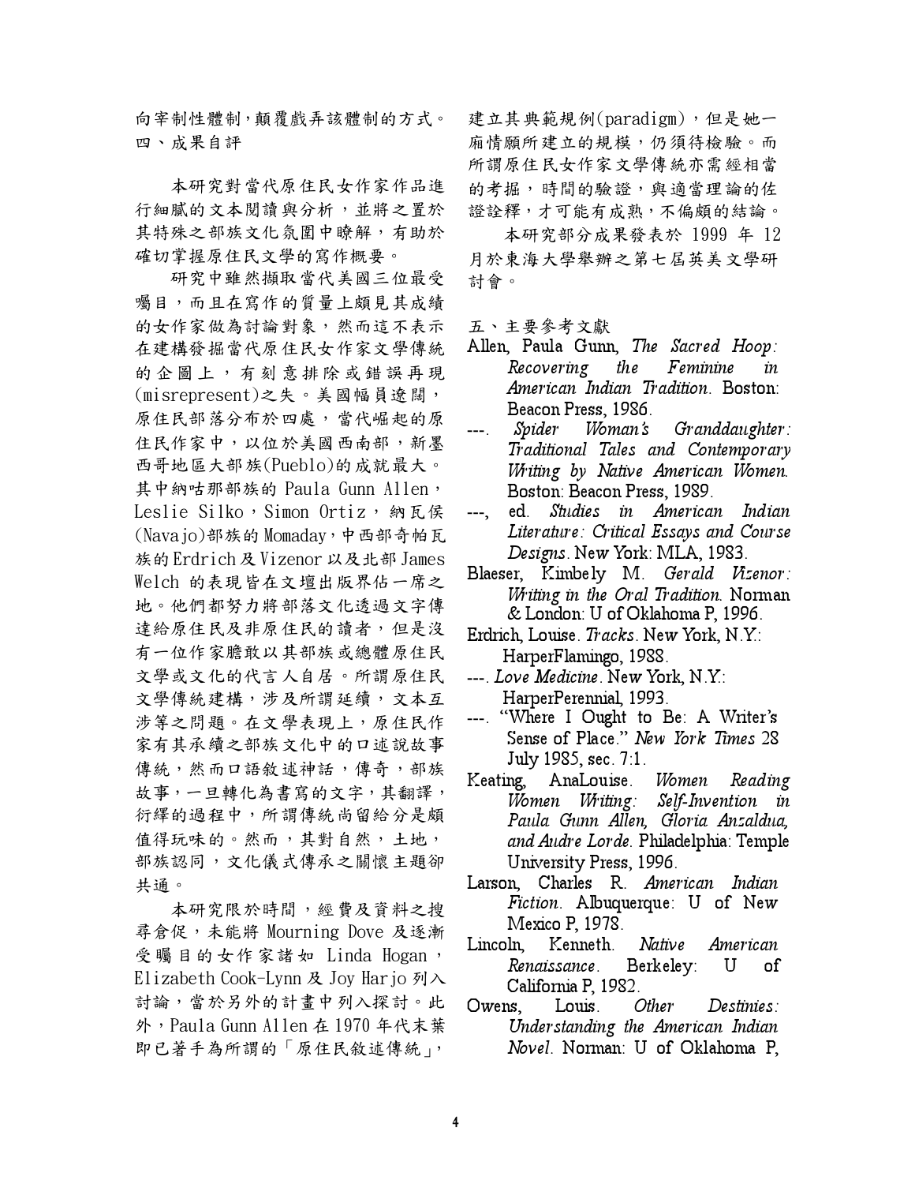向宰制性體制，顛覆戲弄該體制的方式。

## 四、成果自評

本研究對當代原住民女作家作品進行細膩的文本閱讀與分析，並將之置於其特殊之部族文化氛圍中瞭解，有助於確切掌握原住民文學的寫作概要。

研究中雖然擷取當代美國三位最受矚目，而且在寫作的質量上頗見其成績的女作家做為討論對象，然而這不表示在建構發掘當代原住民女作家文學傳統的企圖上，有刻意排除或錯誤再現(misrepresent)之失。美國幅員遼闊，原住民部落分布於四處，當代崛起的原住民作家中，以位於美國西南部，新墨西哥地區大部族(Pueblo)的成就最大。其中納咕那部族的 Paula Gunn Allen，Leslie Silko，Simon Ortiz，納瓦侯(Navajo)部族的 Momaday，中西部奇帕瓦族的 Erdrich 及 Vizenor 以及北部 James Welch 的表現皆在文壇出版界佔一席之地。他們都努力將部落文化透過文字傳達給原住民及非原住民的讀者，但是沒有一位作家膽敢以其部族或總體原住民文學或文化的代言人自居。所謂原住民文學傳統建構，涉及所謂延續，文本互涉等之問題。在文學表現上，原住民作家有其承續之部族文化中的口述說故事傳統，然而口語敘述神話，傳奇，部族故事，一旦轉化為書寫的文字，其翻譯，衍繹的過程中，所謂傳統尚留給分是頗值得玩味的。然而，其對自然，土地，部族認同，文化儀式傳承之關懷主題卻共通。

本研究限於時間，經費及資料之搜尋倉促，未能將 Mourning Dove 及逐漸受矚目的女作家諸如 Linda Hogan，Elizabeth Cook-Lynn 及 Joy Harjo 列入討論，當於另外的計畫中列入探討。此外，Paula Gunn Allen 在 1970 年代末葉即已著手為所謂的「原住民敘述傳統」，建立其典範規例(paradigm)，但是她一廂情願所建立的規模，仍須待檢驗。而所謂原住民女作家文學傳統亦需經相當的考掘，時間的驗證，與適當理論的佐證詮釋，才可能有成熟，不偏頗的結論。

本研究部分成果發表於 1999 年 12 月於東海大學舉辦之第七屆英美文學研討會。

## 五、主要參考文獻

Allen, Paula Gunn, *The Sacred Hoop: Recovering the Feminine in American Indian Tradition*. Boston: Beacon Press, 1986.

---. *Spider Woman's Granddaughter: Traditional Tales and Contemporary Writing by Native American Women*. Boston: Beacon Press, 1989.

---, ed. *Studies in American Indian Literature: Critical Essays and Course Designs*. New York: MLA, 1983.

Blaeser, Kimbely M. *Gerald Vizenor: Writing in the Oral Tradition*. Norman & London: U of Oklahoma P, 1996.

Erdrich, Louise. *Tracks*. New York, N.Y.: HarperFlamingo, 1988.

---. *Love Medicine*. New York, N.Y.: HarperPerennial, 1993.

---. "Where I Ought to Be: A Writer's Sense of Place." *New York Times* 28 July 1985, sec. 7:1.

Keating, AnaLouise. *Women Reading Women Writing: Self-Invention in Paula Gunn Allen, Gloria Anzaldua, and Audre Lorde*. Philadelphia: Temple University Press, 1996.

Larson, Charles R. *American Indian Fiction*. Albuquerque: U of New Mexico P, 1978.

Lincoln, Kenneth. *Native American Renaissance*. Berkeley: U of California P, 1982.

Owens, Louis. *Other Destinies: Understanding the American Indian Novel*. Norman: U of Oklahoma P,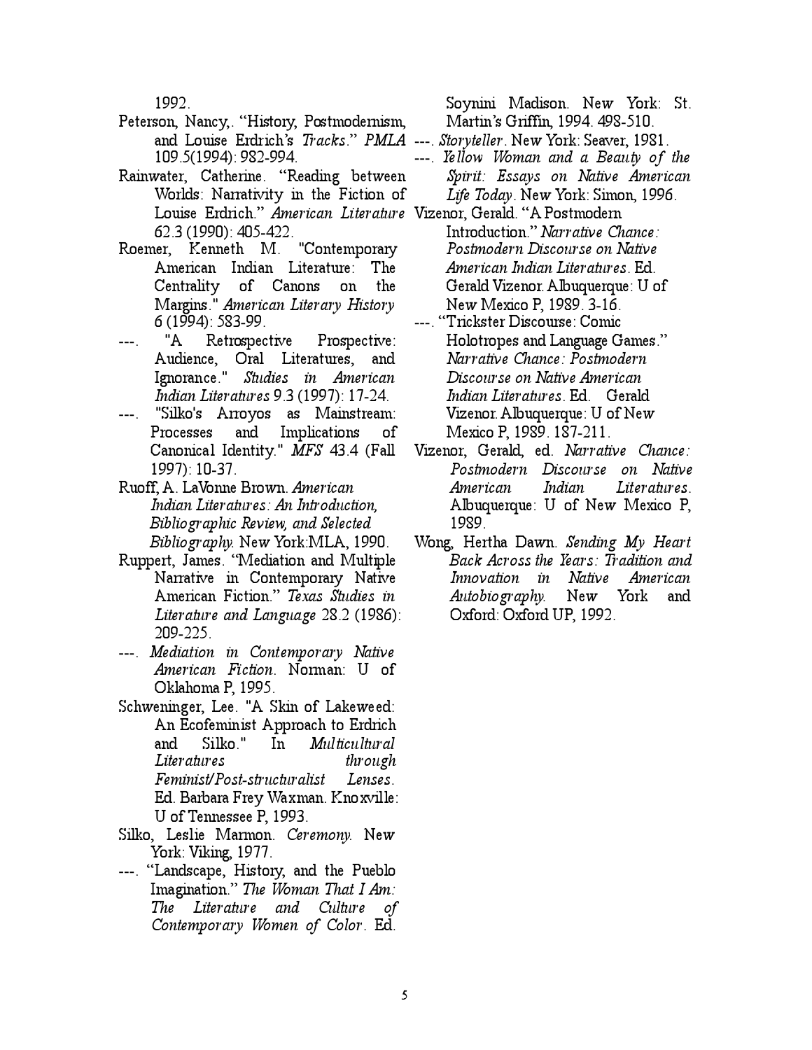1992.

Peterson, Nancy,. "History, Postmodernism, and Louise Erdrich's *Tracks*." *PMLA* 109.5(1994): 982-994.

Rainwater, Catherine. "Reading between Worlds: Narrativity in the Fiction of Louise Erdrich." *American Literature* 62.3 (1990): 405-422.

Roemer, Kenneth M. "Contemporary American Indian Literature: The Centrality of Canons on the Margins." *American Literary History* 6 (1994): 583-99.

---. "A Retrospective Prospective: Audience, Oral Literatures, and Ignorance." *Studies in American Indian Literatures* 9.3 (1997): 17-24.

---. "Silko's Arroyos as Mainstream: Processes and Implications of Canonical Identity." *MFS* 43.4 (Fall 1997): 10-37.

Ruoff, A. LaVonne Brown. *American Indian Literatures: An Introduction, Bibliographic Review, and Selected Bibliography.* New York:MLA, 1990.

Ruppert, James. "Mediation and Multiple Narrative in Contemporary Native American Fiction." *Texas Studies in Literature and Language* 28.2 (1986): 209-225.

---. *Mediation in Contemporary Native American Fiction*. Norman: U of Oklahoma P, 1995.

Schweninger, Lee. "A Skin of Lakeweed: An Ecofeminist Approach to Erdrich and Silko." In *Multicultural Literatures through Feminist/Post-structuralist Lenses*. Ed. Barbara Frey Waxman. Knoxville: U of Tennessee P, 1993.

Silko, Leslie Marmon. *Ceremony.* New York: Viking, 1977.

---. "Landscape, History, and the Pueblo Imagination." *The Woman That I Am: The Literature and Culture of Contemporary Women of Color*. Ed. Soynini Madison. New York: St. Martin's Griffin, 1994. 498-510.

---. *Storyteller*. New York: Seaver, 1981.

---. *Yellow Woman and a Beauty of the Spirit: Essays on Native American Life Today*. New York: Simon, 1996.

Vizenor, Gerald. "A Postmodern Introduction." *Narrative Chance: Postmodern Discourse on Native American Indian Literatures*. Ed. Gerald Vizenor. Albuquerque: U of New Mexico P, 1989. 3-16.

---. "Trickster Discourse: Comic Holotropes and Language Games." *Narrative Chance: Postmodern Discourse on Native American Indian Literatures*. Ed. Gerald Vizenor. Albuquerque: U of New Mexico P, 1989. 187-211.

Vizenor, Gerald, ed. *Narrative Chance: Postmodern Discourse on Native American Indian Literatures*. Albuquerque: U of New Mexico P, 1989.

Wong, Hertha Dawn. *Sending My Heart Back Across the Years: Tradition and Innovation in Native American Autobiography.* New York and Oxford: Oxford UP, 1992.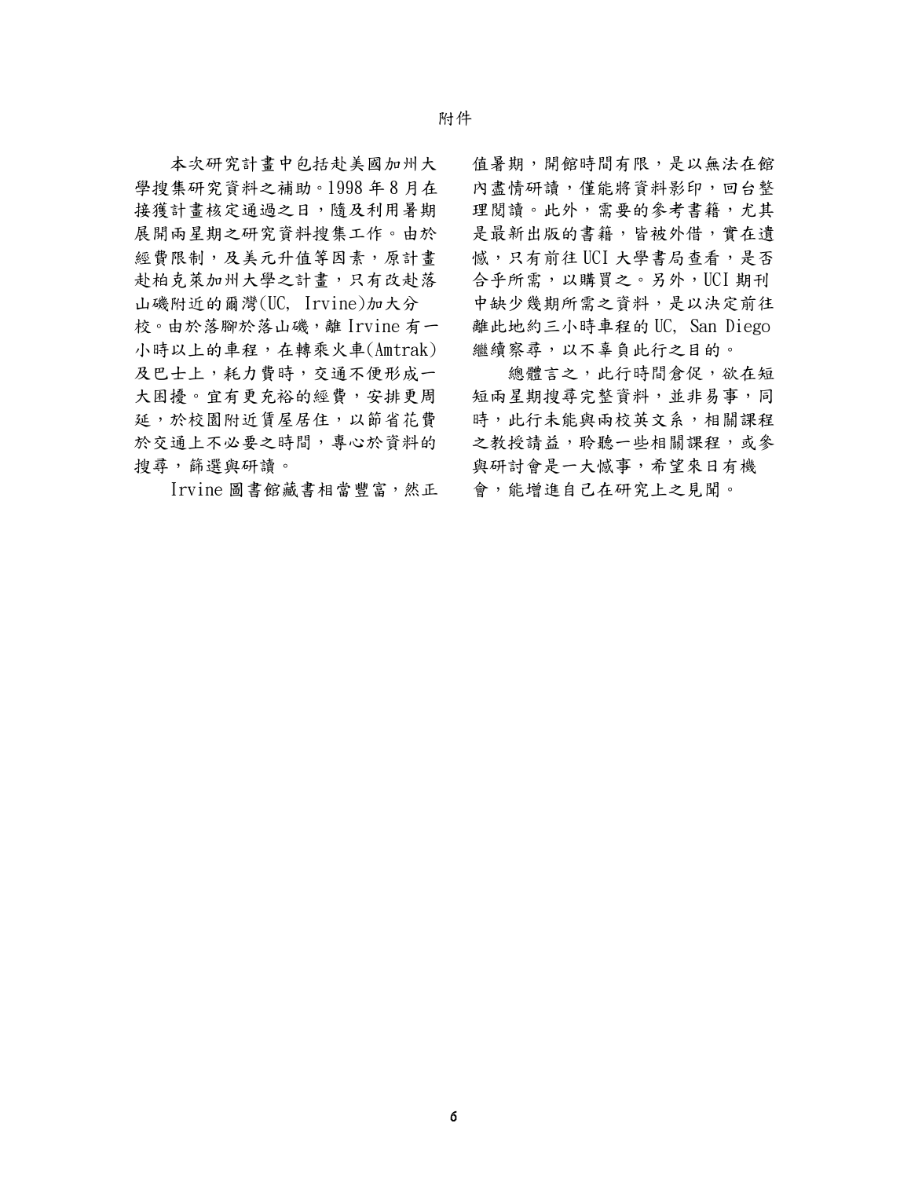# 附件

本次研究計畫中包括赴美國加州大學搜集研究資料之補助。1998 年 8 月在接獲計畫核定通過之日，隨及利用暑期展開兩星期之研究資料搜集工作。由於經費限制，及美元升值等因素，原計畫赴柏克萊加州大學之計畫，只有改赴落山磯附近的爾灣(UC, Irvine)加大分校。由於落腳於落山磯，離 Irvine 有一小時以上的車程，在轉乘火車(Amtrak)及巴士上，耗力費時，交通不便形成一大困擾。宜有更充裕的經費，安排更周延，於校園附近賃屋居住，以節省花費於交通上不必要之時間，專心於資料的搜尋，篩選與研讀。

Irvine 圖書館藏書相當豐富，然正值暑期，開館時間有限，是以無法在館內盡情研讀，僅能將資料影印，回台整理閱讀。此外，需要的參考書籍，尤其是最新出版的書籍，皆被外借，實在遺憾，只有前往 UCI 大學書局查看，是否合乎所需，以購買之。另外，UCI 期刊中缺少幾期所需之資料，是以決定前往離此地約三小時車程的 UC, San Diego 繼續察尋，以不辜負此行之目的。

總體言之，此行時間倉促，欲在短短兩星期搜尋完整資料，並非易事，同時，此行未能與兩校英文系，相關課程之教授請益，聆聽一些相關課程，或參與研討會是一大憾事，希望來日有機會，能增進自己在研究上之見聞。